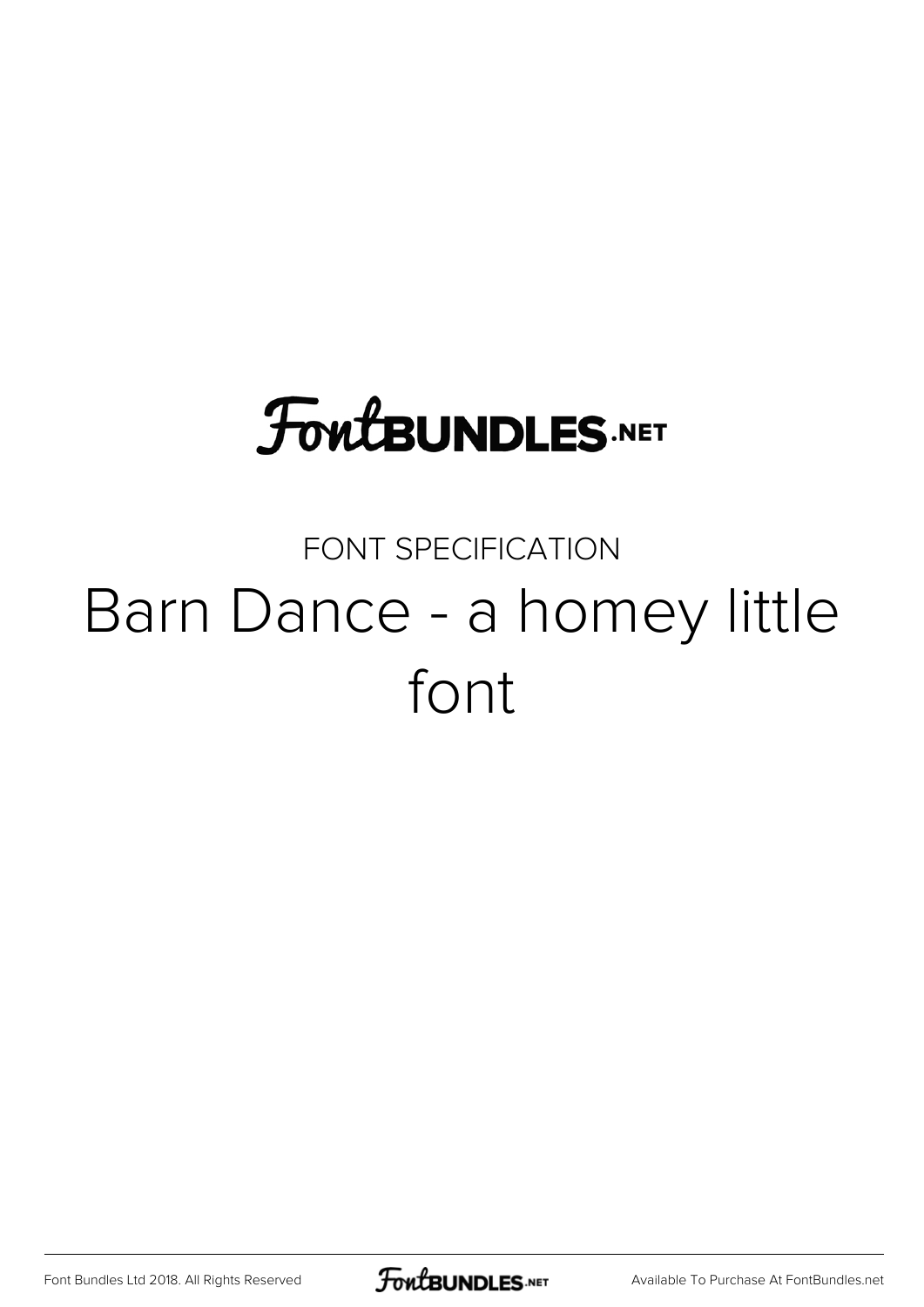FontBUNDLES.NET

FONT SPECIFICATION

# Barn Dance - a homey little font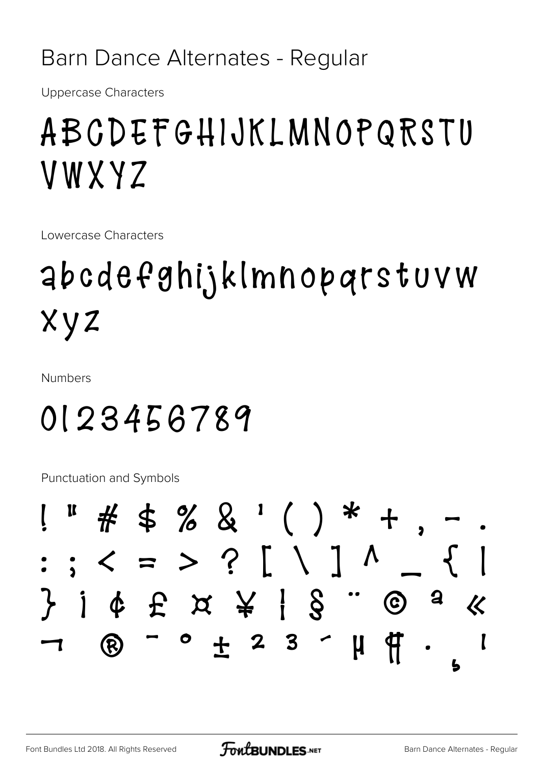Barn Dance Alternates - Regular

Uppercase Characters

ABCDEFGHIJKLMNOPQRSTU VWXYZ

Lowercase Characters

abcdefghijklmnopqrstuvw xyz

Numbers

0123456789

Punctuation and Symbols

! " # $ % & ' ( ) * + , - .
: ; < = > ? [ \ ] ^ _ { |
} ¡ ¢ £ ¤ ¥ ¦ § ¨ © ª «
¬ ® ¯ ° ± ² ³ ´ µ ¶ · ¸ ¹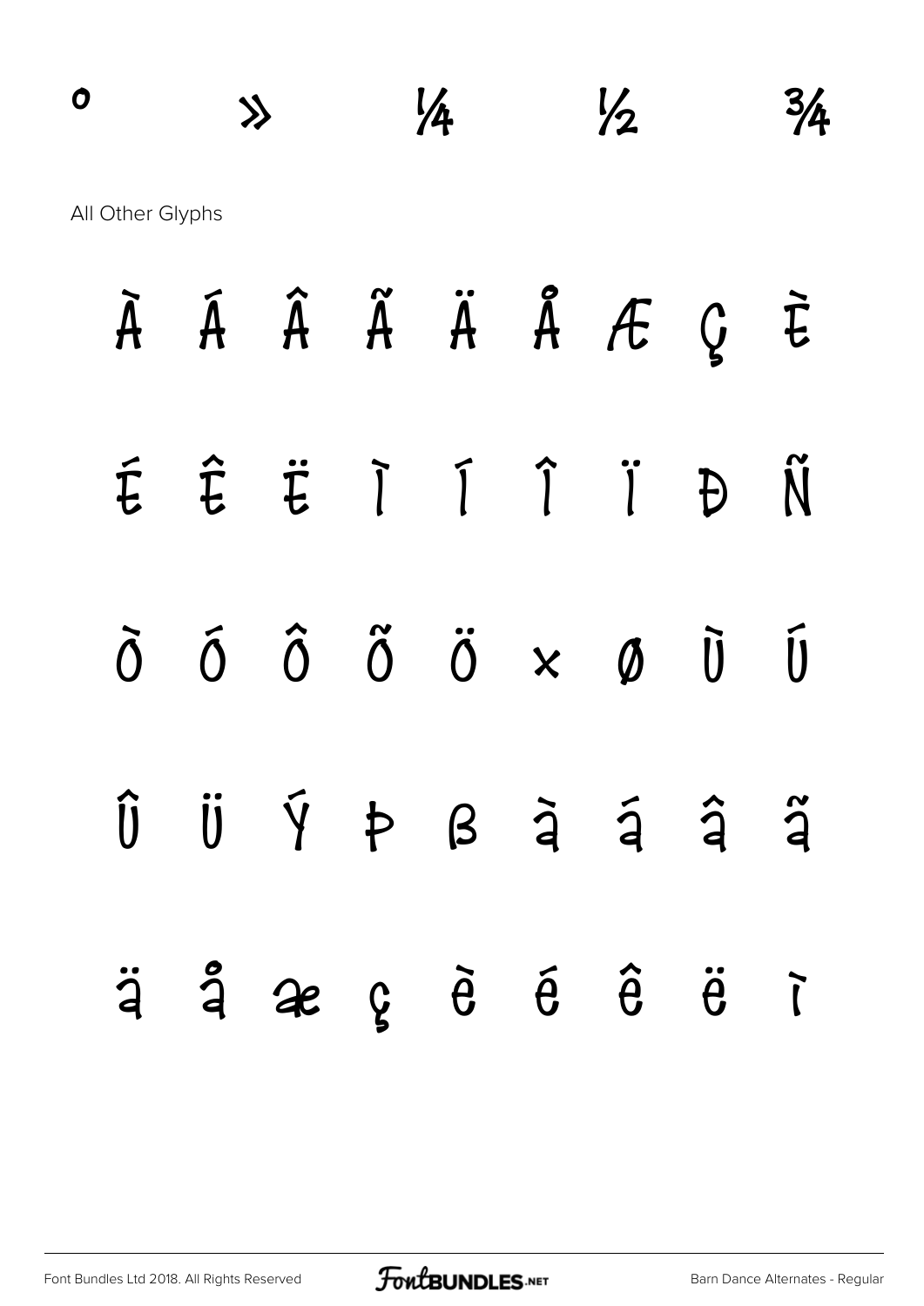° » ¼ ½ ¾

All Other Glyphs

À Á Â Ã Ä Å Æ Ç È

É Ê Ë Ì Í Î Ï Ð Ñ

Ò Ó Ô Õ Ö × Ø Ù Ú

Û Ü Ý Þ ß à á â ã

ä å æ ç è é ê ë ì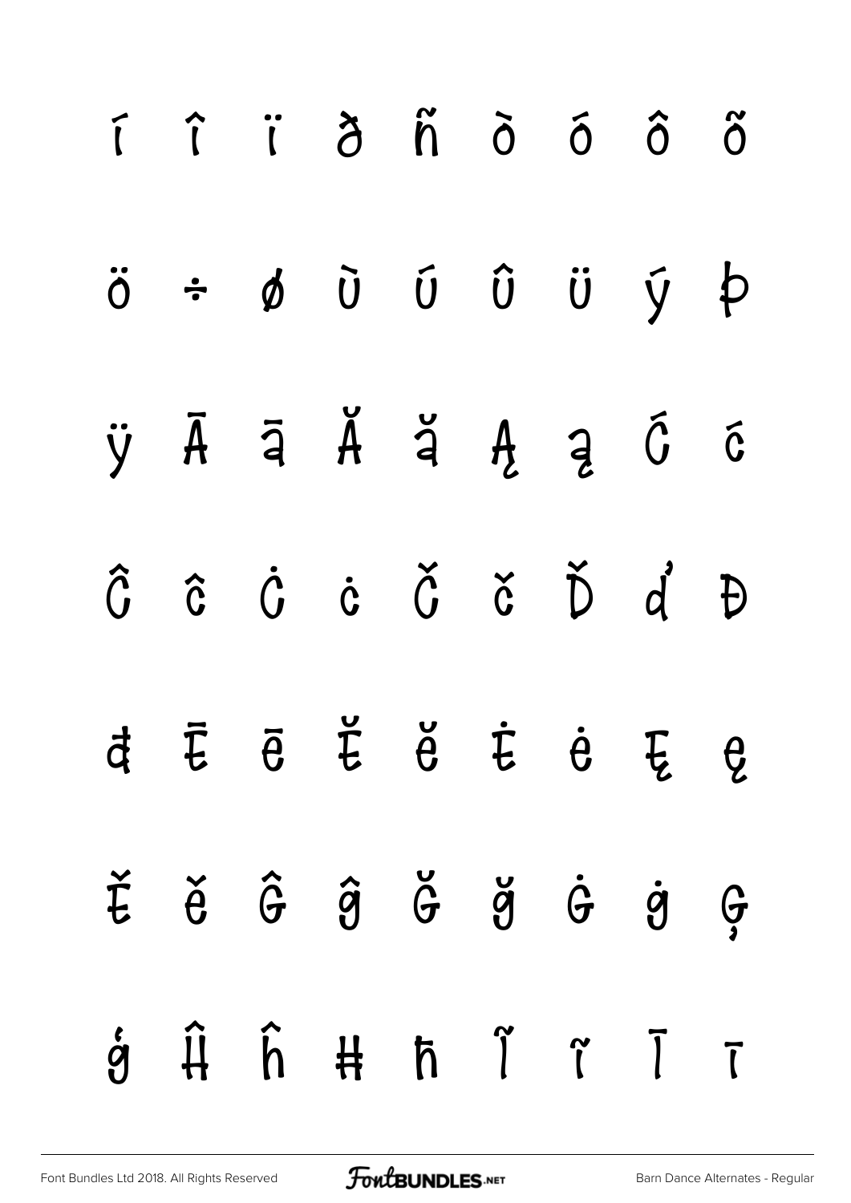í î ï ð ñ ò ó ô õ

ö ÷ ø ù ú û ü ý þ

ÿ Ā ā Ă ă Ą ą Ć ć

Ĉ ĉ Ċ ċ Č č Ď ď Đ

đ Ē ē Ĕ ĕ Ė ė Ę ę

Ě ě Ĝ ĝ Ğ ğ Ġ ġ Ģ

ģ Ĥ ĥ Ħ ħ Ĩ ĩ Ī ī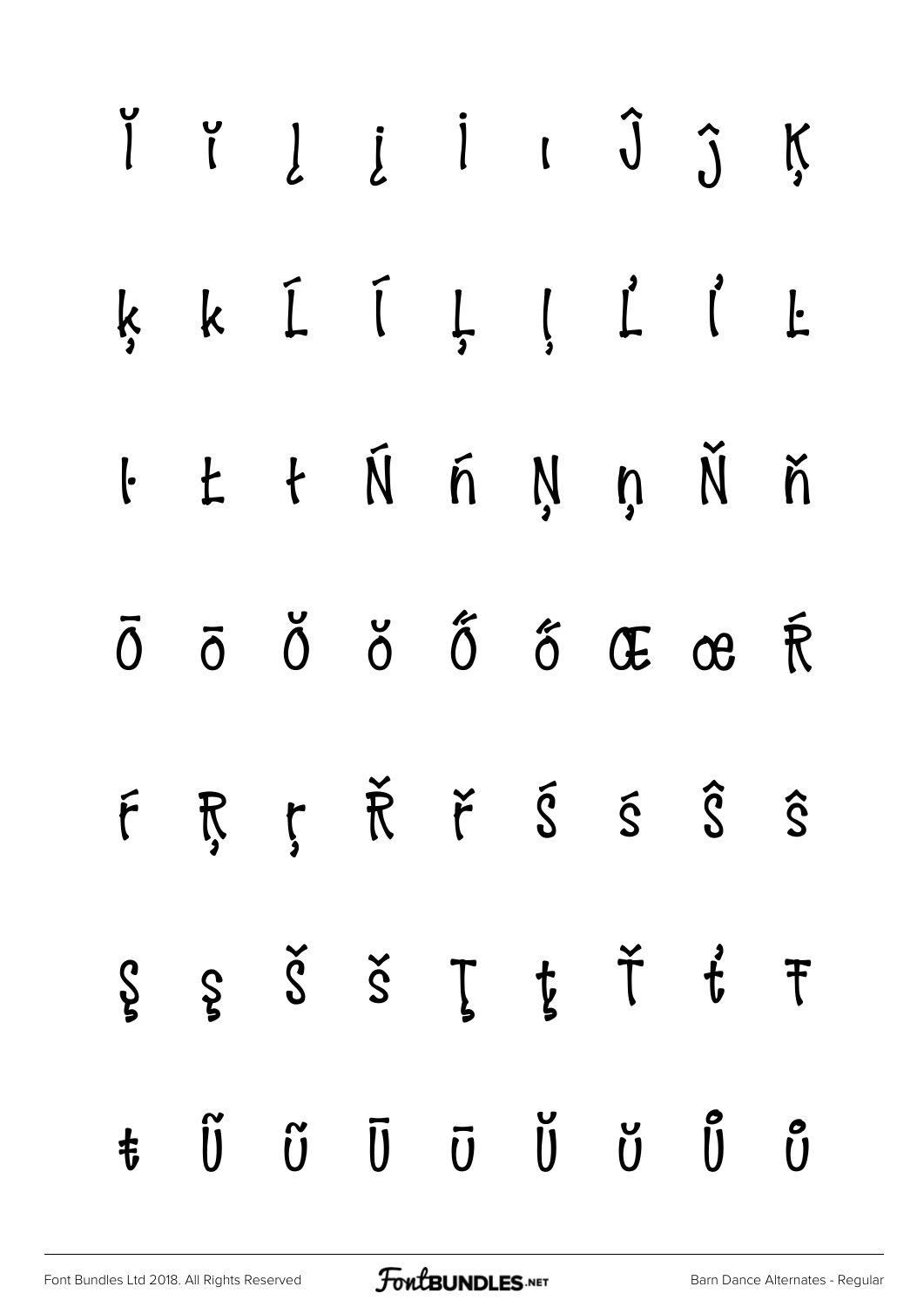Ĭ ĭ Į į İ ı Ĵ ĵ Ķ

ķ ĸ Ĺ ĺ Ļ ļ Ľ ľ Ŀ

ŀ Ł ł Ń ń Ņ ņ Ň ň

Ō ō Ŏ ŏ Ő ő Œ œ Ŕ

ŕ Ŗ ŗ Ř ř Ś ś Ŝ ŝ

Ş ş Š š Ţ ţ Ť ť Ŧ

ŧ Ũ ũ Ū ū Ŭ ŭ Ů ů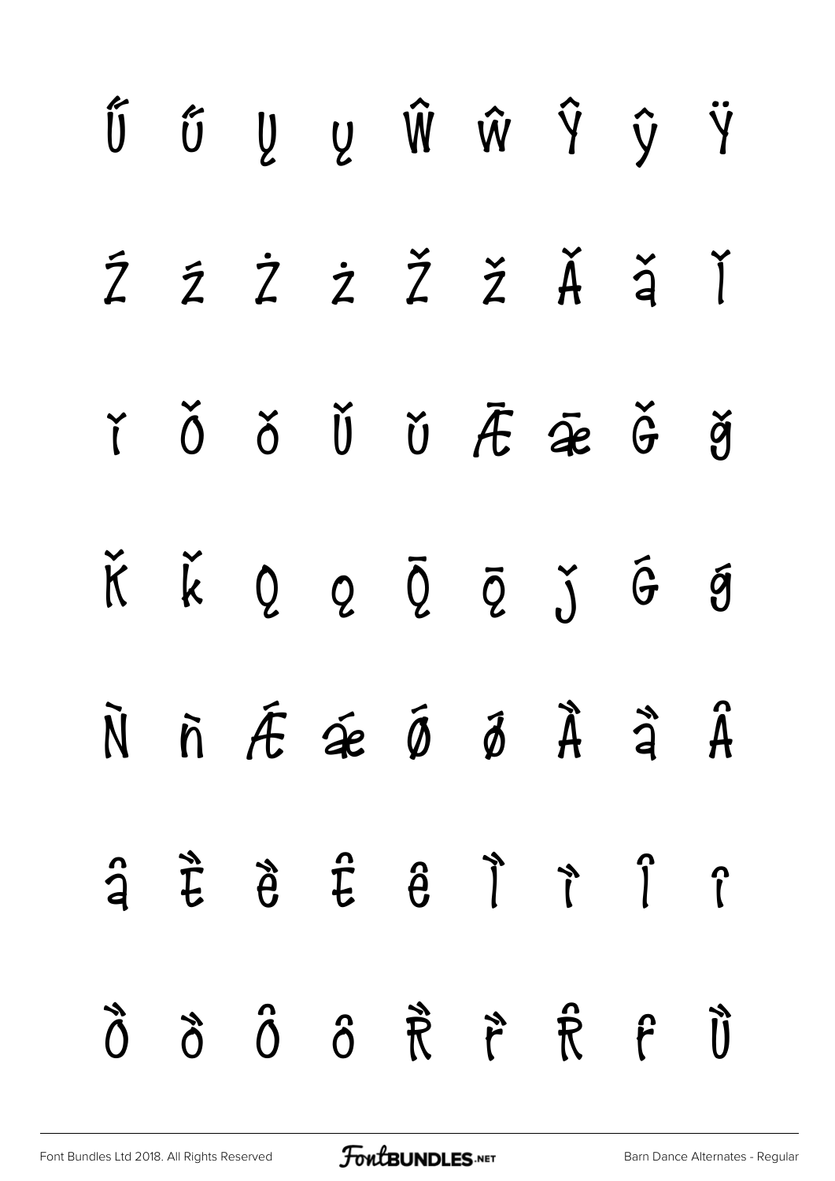Ű ű Ų ų Ŵ ŵ Ŷ ŷ Ÿ

Ź ź Ż ż Ž ž Ǎ ǎ Ǐ

ǐ Ǒ ǒ Ǔ ǔ Ǣ ǣ Ǧ ǧ

Ǩ ǩ Ǫ ǫ Ǭ ǭ ǰ Ǵ ǵ

Ǹ ǹ Ǽ ǽ Ǿ ǿ Ȁ ȁ Ȃ

ȃ Ȅ ȅ Ȇ ȇ Ȉ ȉ Ȋ ȋ

Ȍ ȍ Ȏ ȏ Ȑ ȑ Ȓ ȓ Ȕ

Font Bundles Ltd 2018. All Rights Reserved

Barn Dance Alternates - Regular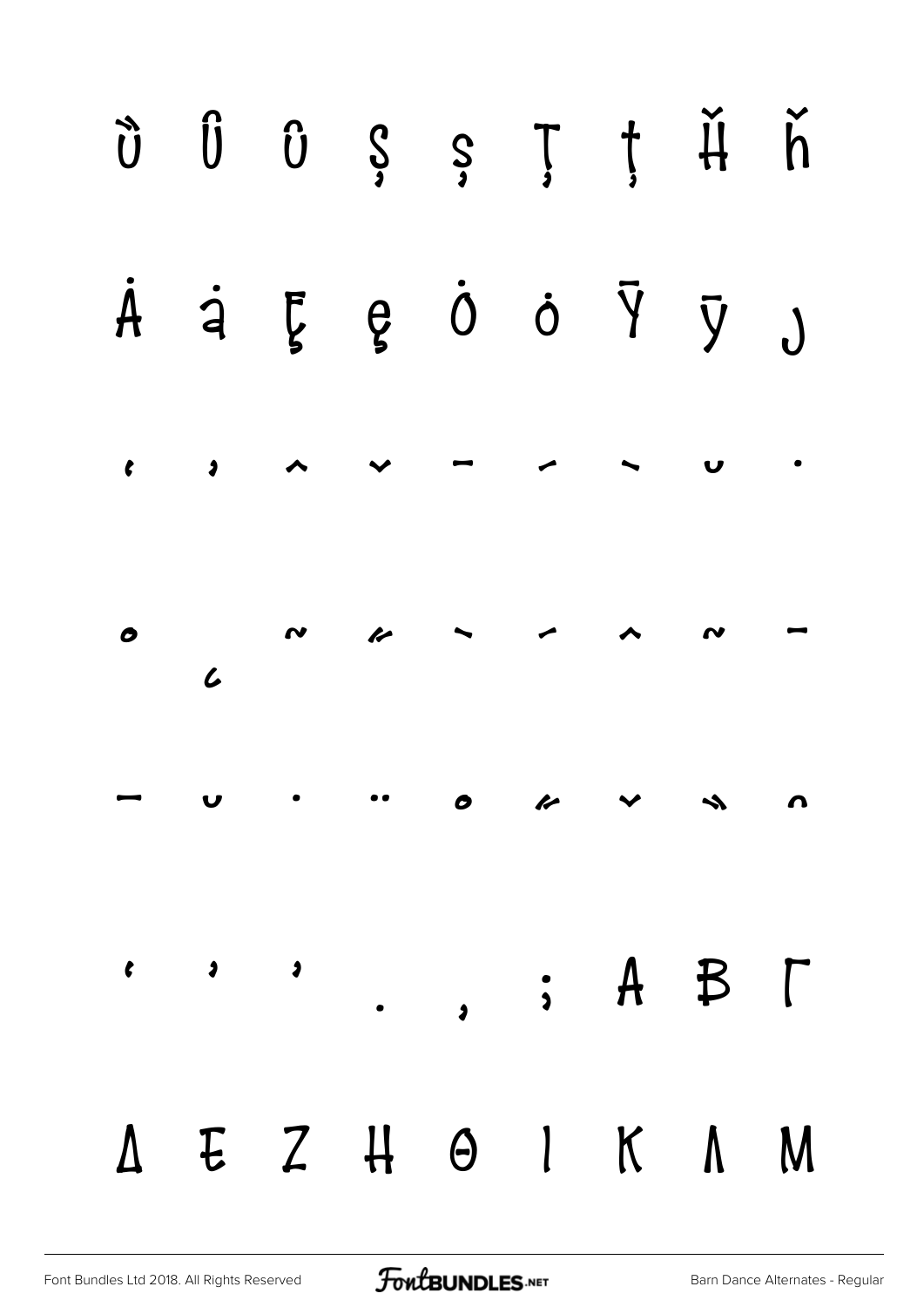Ȕ Û û Ş ş Ţ ţ Ȟ ȟ

Ȧ ȧ Ȩ ȩ Ȯ ȯ Ȳ ȳ ȷ

ʻ ʼ ˆ ˇ ˉ ˊ ˋ ˘ ˙

˚ ˛ ˜ ˝ ̀ ́ ̂ ̃ ̄

̅ ̆ ̇ ̈ ̊ ̋ ̌ ̏ ̑

̒ ̓ ̔ . , ; Α Β Γ

Δ Ε Ζ Η Θ Ι Κ Λ Μ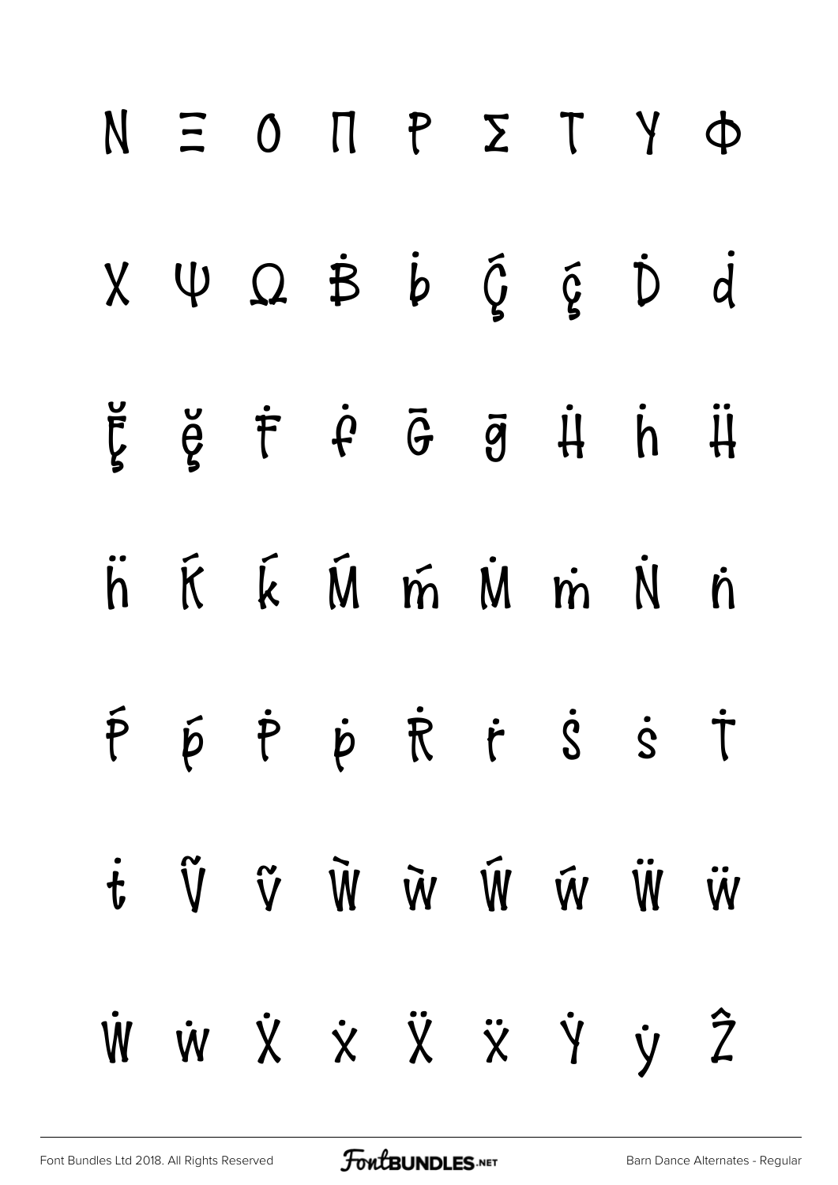N Ξ O Π P Σ T Y Φ

X Ψ Ω Ḃ ḃ Ḉ ḉ Ḋ ḋ

Ḝ ḝ Ḟ ḟ Ḡ ḡ Ḣ ḣ Ḧ

ḧ Ḱ ḱ Ḿ ḿ Ṁ ṁ Ṅ ṅ

Ṕ ṕ Ṗ ṗ Ṙ ṙ Ṡ ṡ Ṫ

ṫ Ṽ ṽ Ẁ ẁ Ẃ ẃ Ẅ ẅ

Ẇ ẇ Ẋ ẋ Ẍ ẍ Ẏ ẏ Ẑ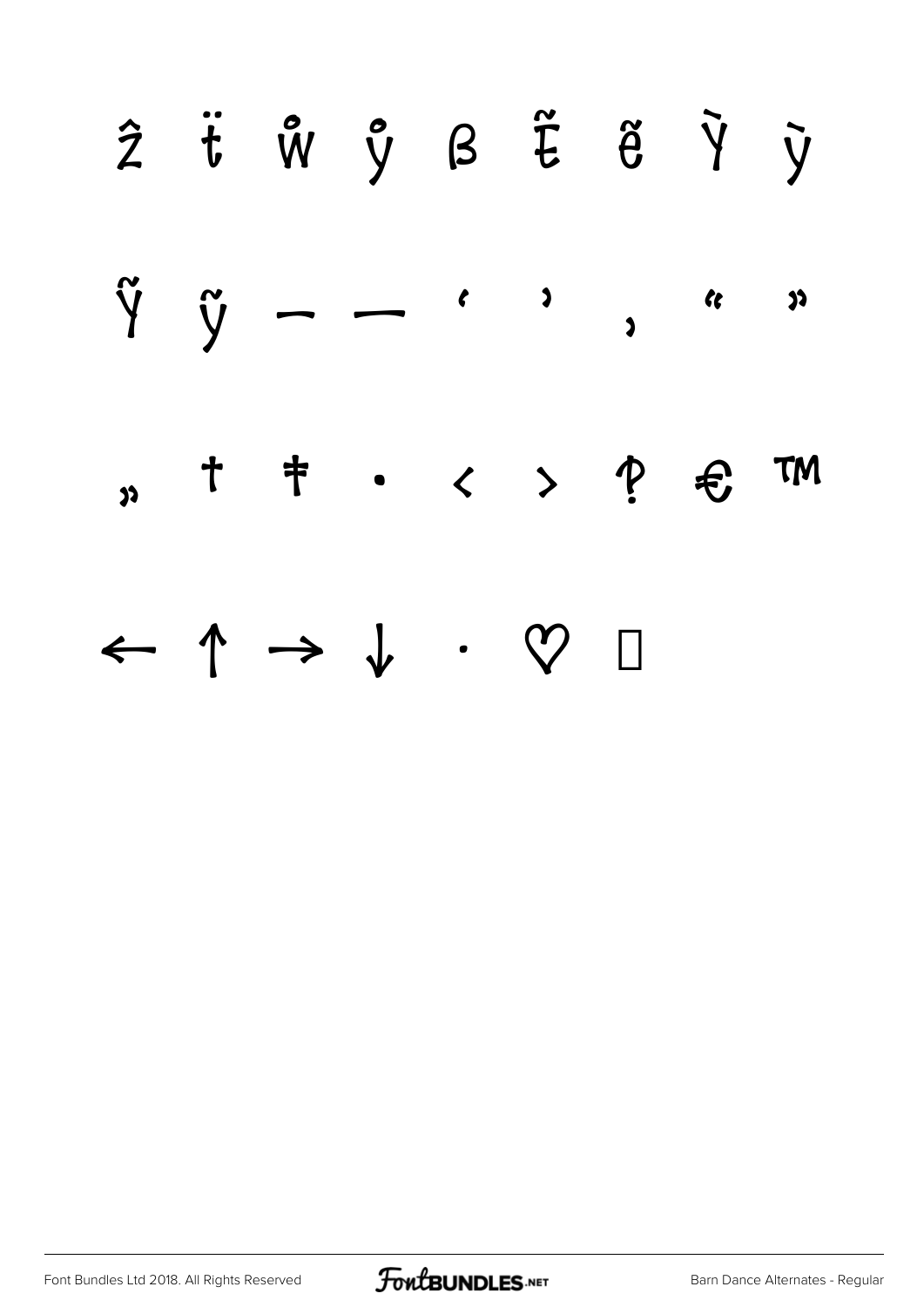Ẑ T̈ Ŵ ŷ ß Ẽ ẽ Ỳ ỳ

Ỹ ỹ – — ‘ ’ ‚ “ ”

„ † ‡ • ‹ › ‽ € ™

← ↑ → ↓ · ♡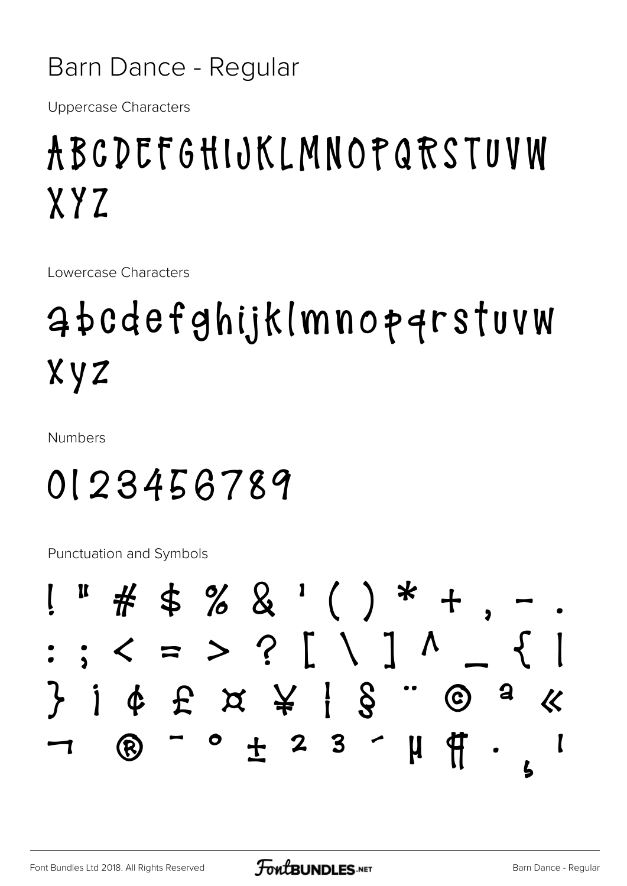# Barn Dance - Regular

Uppercase Characters

ABCDEFGHIJKLMNOPQRSTUVW
XYZ

Lowercase Characters

abcdefghijklmnopqrstuvw
xyz

Numbers

0123456789

Punctuation and Symbols

! " # $ % & ' ( ) * + , - .
: ; < = > ? [ \ ] ^ _ { |
} ¡ ¢ £ ¤ ¥ ¦ § ¨ © ª «
¬ ® ¯ ° ± ² ³ ´ µ ¶ · ¸ ¹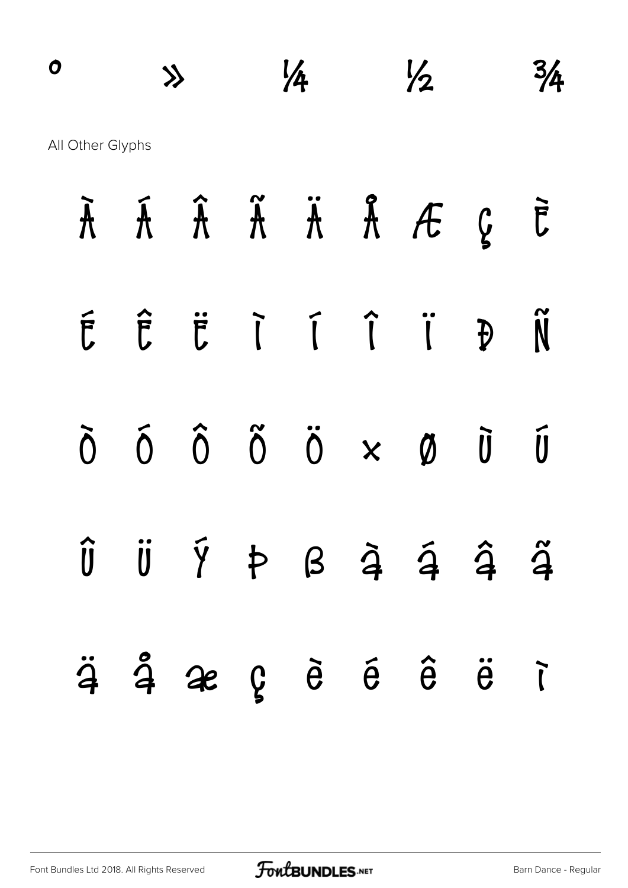°　»　¼　½　¾

All Other Glyphs

À Á Â Ã Ä Å Æ Ç È

É Ê Ë Ì Í Î Ï Ð Ñ

Ò Ó Ô Õ Ö × Ø Ù Ú

Û Ü Ý Þ ß à á â ã

ä å æ ç è é ê ë ì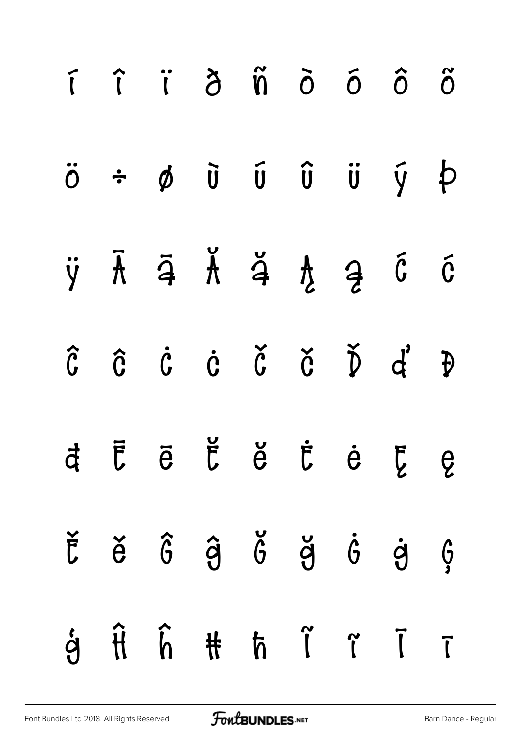í î ï ð ñ ò ó ô õ

ö ÷ ø ù ú û ü ý þ

ÿ Ā ā Ă ă Ą ą Ć ć

Ĉ ĉ Ċ ċ Č č Ď ď Đ

đ Ē ē Ĕ ĕ Ė ė Ę ę

Ě ě Ĝ ĝ Ğ ğ Ġ ġ Ģ

ģ Ĥ ĥ Ħ ħ Ĩ ĩ Ī ī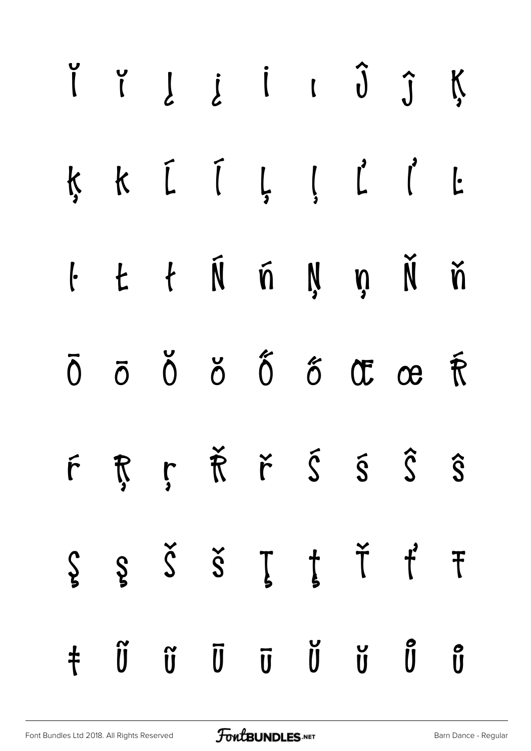Ĭ ĭ Į į İ ı Ĵ ĵ Ķ

ķ ĸ Ĺ ĺ Ļ ļ Ľ ľ Ŀ

ŀ Ł ł Ń ń Ņ ņ Ň ň

Ō ō Ŏ ŏ Ő ő Œ œ Ŕ

ŕ Ŗ ŗ Ř ř Ś ś Ŝ ŝ

Ş ş Š š Ţ ţ Ť ť Ŧ

ŧ Ũ ũ Ū ū Ŭ ŭ Ů ů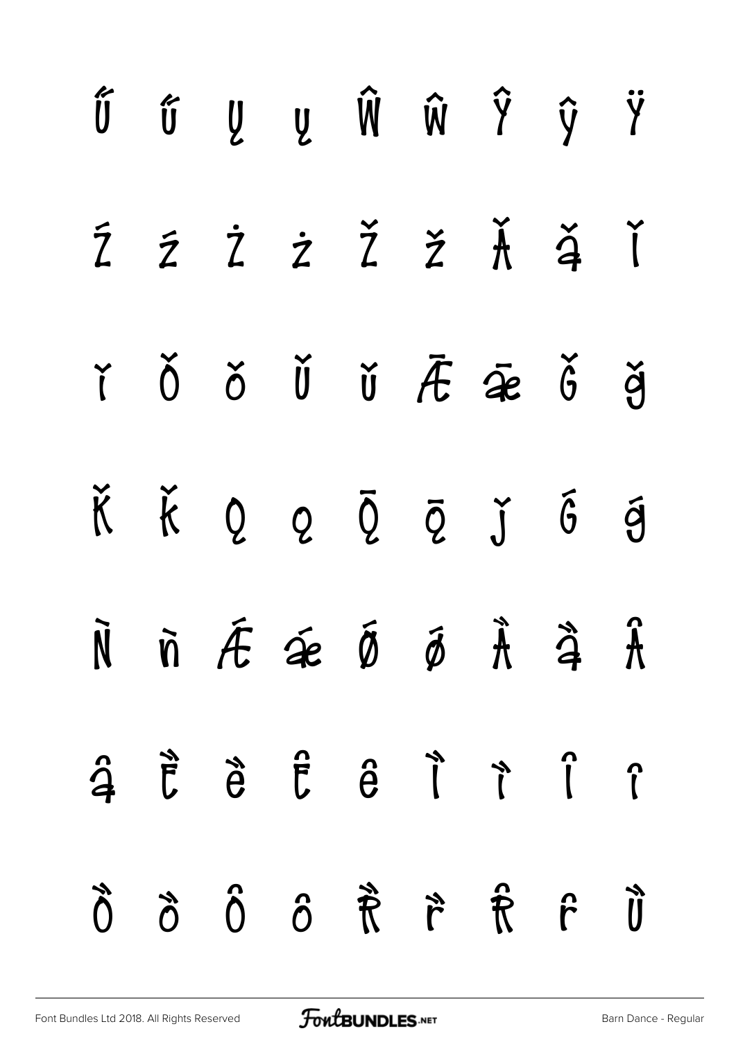Ű ű Ų ų Ŵ ŵ Ŷ ŷ Ÿ

Ź ź Ż ż Ž ž Ǎ ǎ Ǐ

ǐ Ǒ ǒ Ǔ ǔ Ǣ ǣ Ǧ ǧ

Ǩ ǩ Ǫ ǫ Ǭ ǭ ǰ Ǵ ǵ

Ǹ ǹ Ǽ ǽ Ǿ ǿ Ȁ ȁ Ȃ

ȃ Ȅ ȅ Ȇ ȇ Ȉ ȉ Ȋ ȋ

Ȍ ȍ Ȏ ȏ Ȑ ȑ Ȓ ȓ Ȕ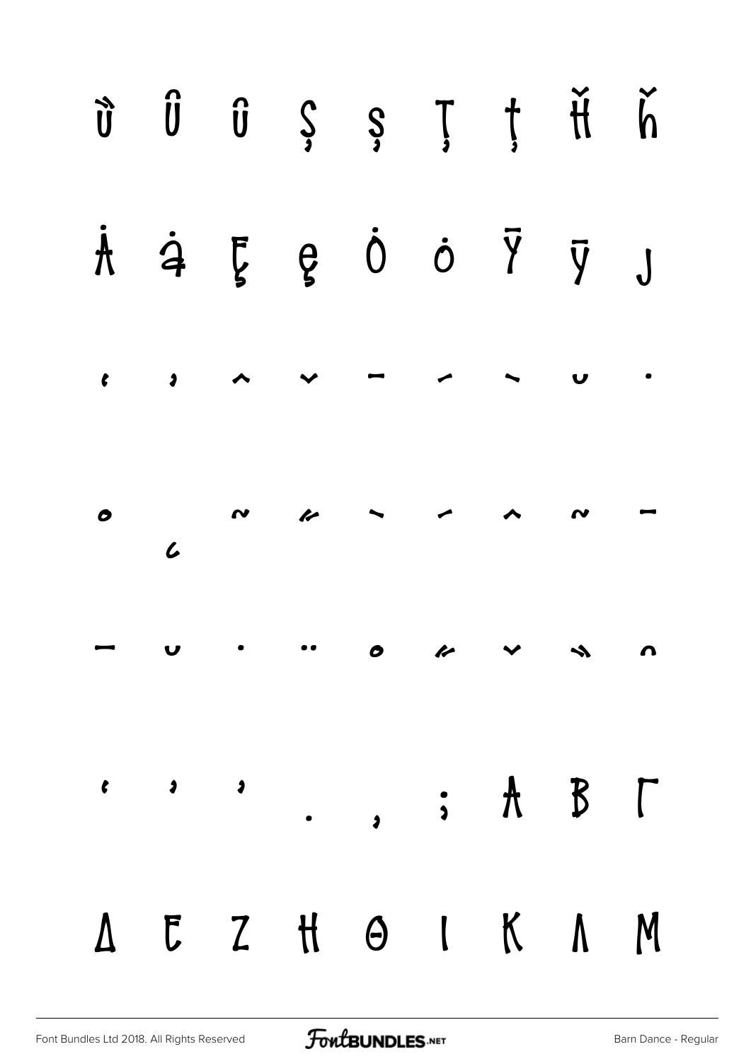ȕ Ȗ ȗ Ș ș Ț ț Ȟ ȟ

Ȧ ȧ Ȩ ȩ Ȯ ȯ Ȳ ȳ ȷ

ʻ ʼ ˆ ˇ ˉ ˊ ˋ ˘ ˙

˚ ˛ ˜ ˝ ˋ ˊ ˆ ˜ ˉ

ˉ ˘ ˙ ¨ ˚ ˝ ˇ ̏ ̑

ʻ ʼ ʼ . , ; Α Β Γ

Δ Ε Ζ Η Θ Ι Κ Λ Μ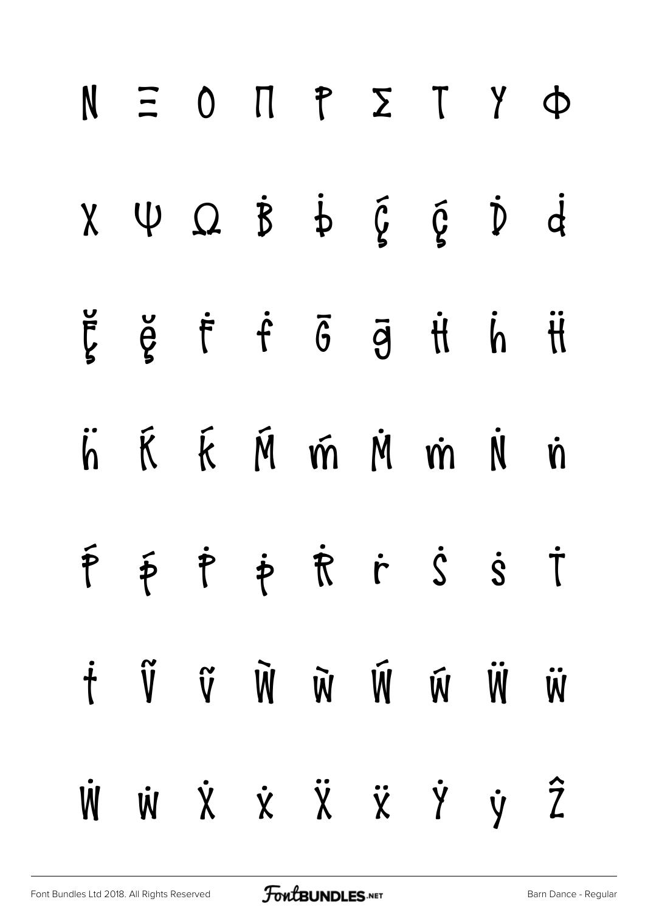Ν Ξ Ο Π Ρ Σ Τ Υ Φ

Χ Ψ Ω Ḃ ḃ Ḉ ḉ Ḋ ḋ

Ḝ ḝ Ḟ ḟ Ḡ ḡ Ḣ ḣ Ḧ

ḧ Ḱ ḱ Ḿ ḿ Ṁ ṁ Ṅ ṅ

Ṕ ṕ Ṗ ṗ Ṙ ṙ Ṡ ṡ Ṫ

ṫ Ṽ ṽ Ẁ ẁ Ẃ ẃ Ẅ ẅ

Ẇ ẇ Ẋ ẋ Ẍ ẍ Ẏ ẏ Ẑ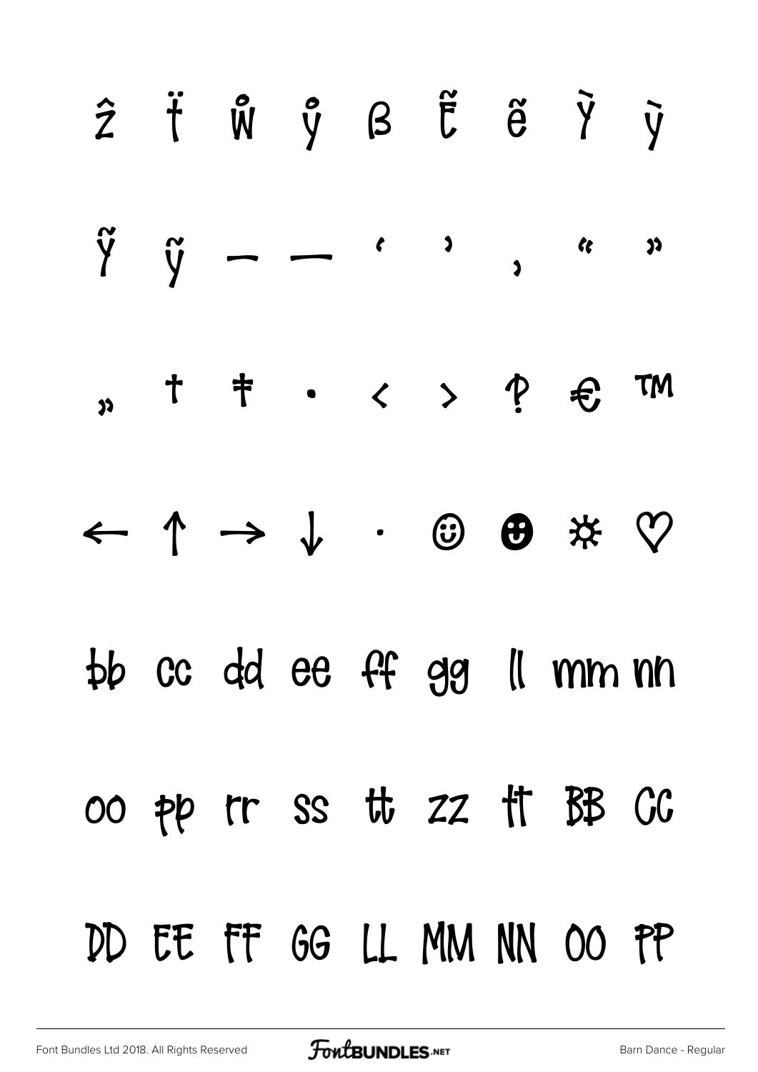ẑ ẗ ẘ ẙ ẞ Ẽ ẽ Ỳ ỳ

Ỹ ỹ – — ‘ ’ ‚ “ ”

„ † ‡ • ‹ › ₽ € ™

← ↑ → ↓ · ☺ ☻ ☼ ♡

bb cc dd ee ff gg ll mm nn

oo pp rr ss tt zz ff BB CC

DD EE FF GG LL MM NN OO PP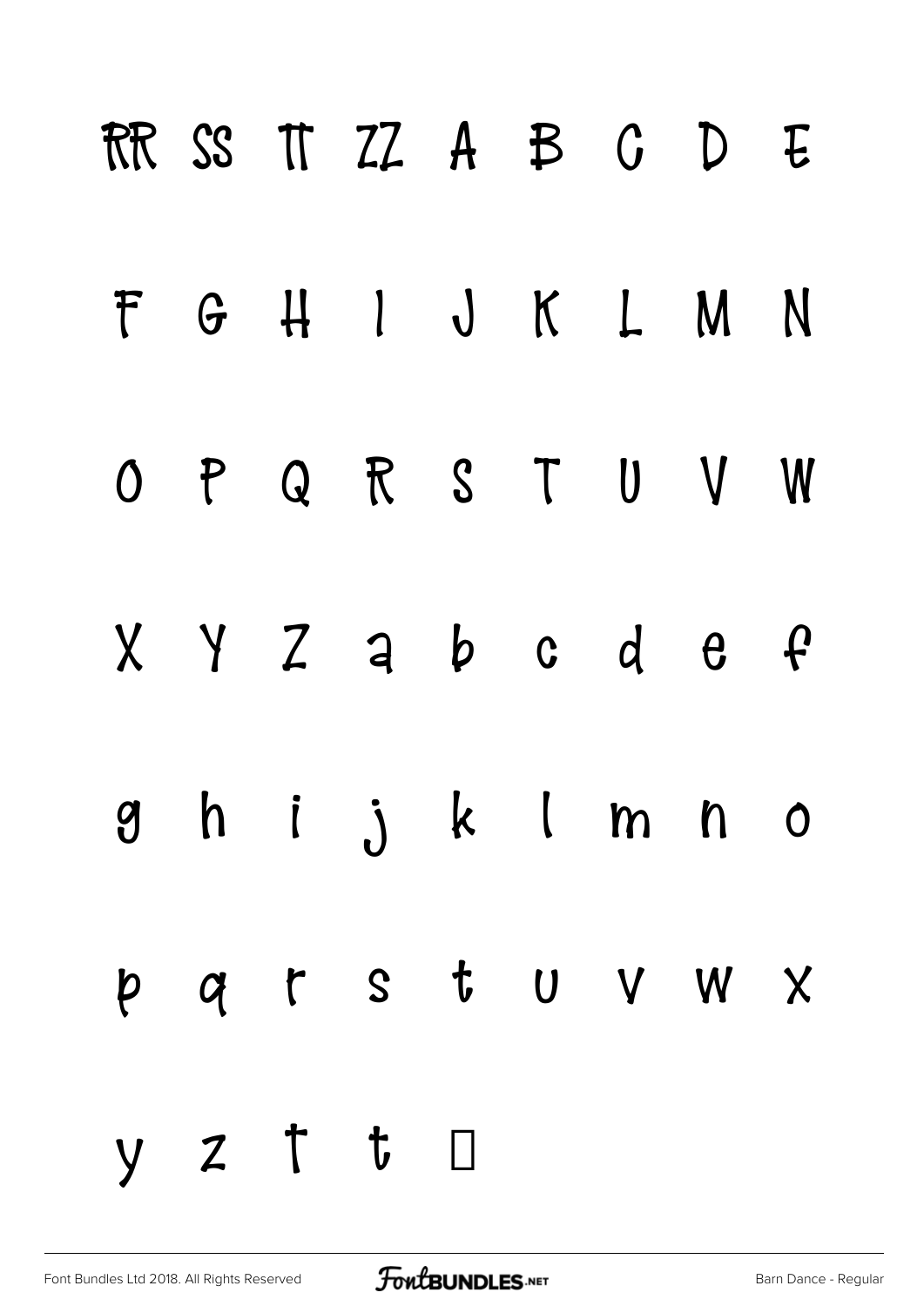RR SS TT ZZ A B C D E

F G H I J K L M N

O P Q R S T U V W

X Y Z a b c d e f

g h i j k l m n o

p q r s t u v w x

y z T t